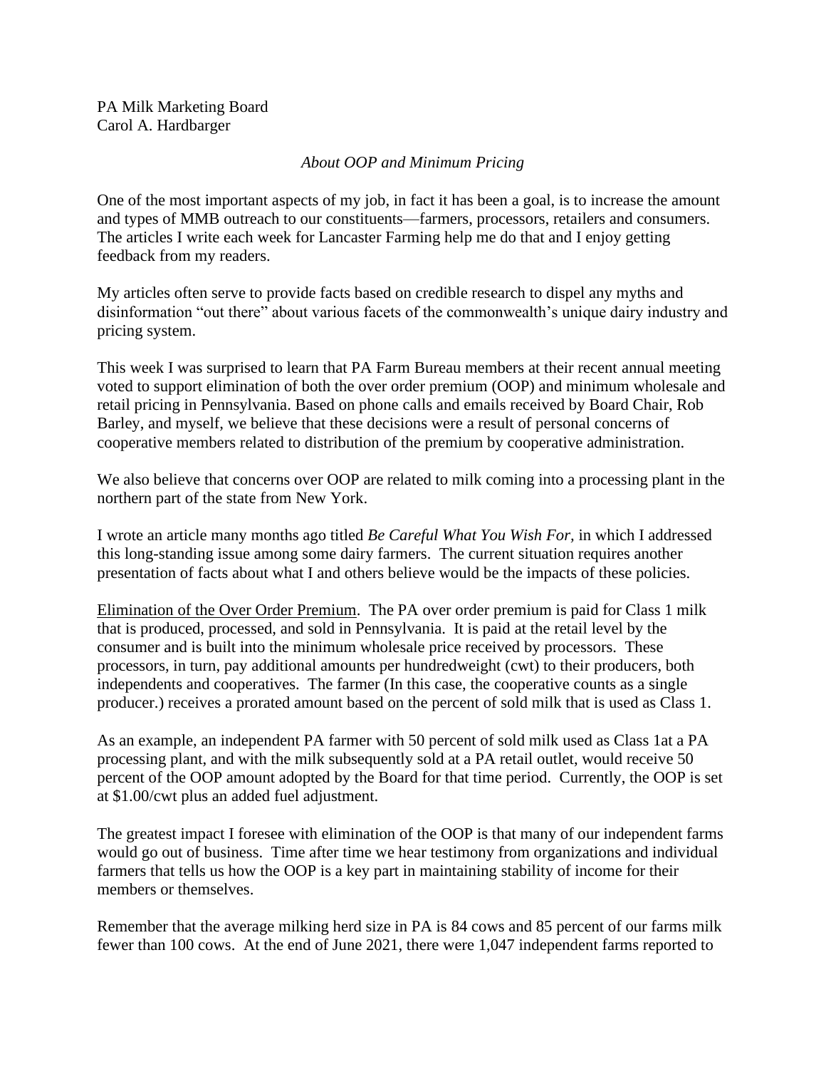PA Milk Marketing Board
Carol A. Hardbarger

*About OOP and Minimum Pricing*

One of the most important aspects of my job, in fact it has been a goal, is to increase the amount and types of MMB outreach to our constituents—farmers, processors, retailers and consumers. The articles I write each week for Lancaster Farming help me do that and I enjoy getting feedback from my readers.

My articles often serve to provide facts based on credible research to dispel any myths and disinformation "out there" about various facets of the commonwealth's unique dairy industry and pricing system.

This week I was surprised to learn that PA Farm Bureau members at their recent annual meeting voted to support elimination of both the over order premium (OOP) and minimum wholesale and retail pricing in Pennsylvania. Based on phone calls and emails received by Board Chair, Rob Barley, and myself, we believe that these decisions were a result of personal concerns of cooperative members related to distribution of the premium by cooperative administration.

We also believe that concerns over OOP are related to milk coming into a processing plant in the northern part of the state from New York.

I wrote an article many months ago titled *Be Careful What You Wish For,* in which I addressed this long-standing issue among some dairy farmers. The current situation requires another presentation of facts about what I and others believe would be the impacts of these policies.

Elimination of the Over Order Premium. The PA over order premium is paid for Class 1 milk that is produced, processed, and sold in Pennsylvania. It is paid at the retail level by the consumer and is built into the minimum wholesale price received by processors. These processors, in turn, pay additional amounts per hundredweight (cwt) to their producers, both independents and cooperatives. The farmer (In this case, the cooperative counts as a single producer.) receives a prorated amount based on the percent of sold milk that is used as Class 1.

As an example, an independent PA farmer with 50 percent of sold milk used as Class 1at a PA processing plant, and with the milk subsequently sold at a PA retail outlet, would receive 50 percent of the OOP amount adopted by the Board for that time period. Currently, the OOP is set at $1.00/cwt plus an added fuel adjustment.

The greatest impact I foresee with elimination of the OOP is that many of our independent farms would go out of business. Time after time we hear testimony from organizations and individual farmers that tells us how the OOP is a key part in maintaining stability of income for their members or themselves.

Remember that the average milking herd size in PA is 84 cows and 85 percent of our farms milk fewer than 100 cows. At the end of June 2021, there were 1,047 independent farms reported to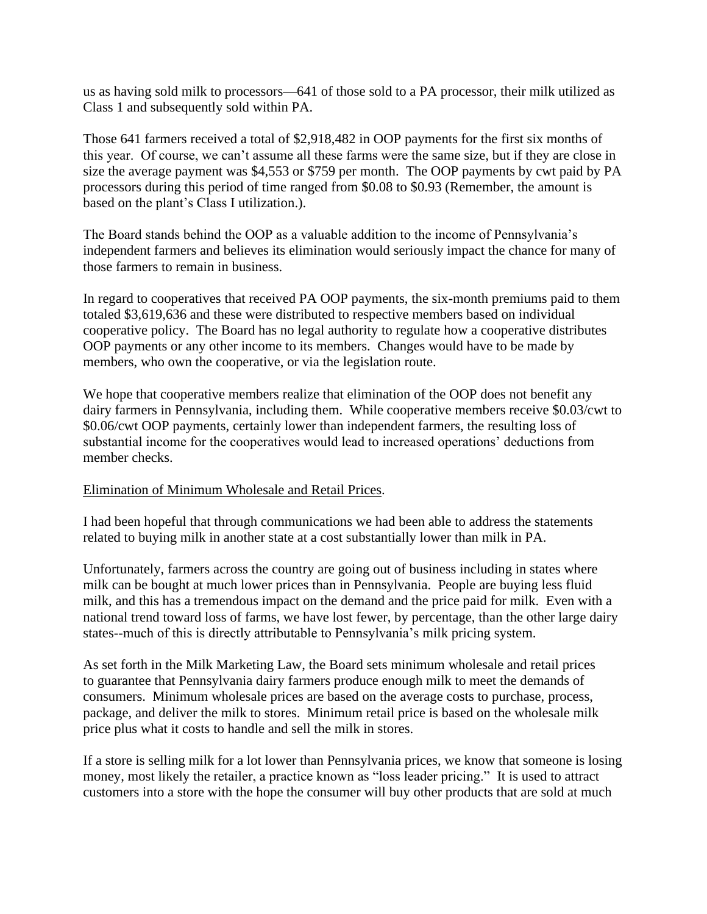us as having sold milk to processors—641 of those sold to a PA processor, their milk utilized as Class 1 and subsequently sold within PA.

Those 641 farmers received a total of $2,918,482 in OOP payments for the first six months of this year. Of course, we can't assume all these farms were the same size, but if they are close in size the average payment was $4,553 or $759 per month. The OOP payments by cwt paid by PA processors during this period of time ranged from $0.08 to $0.93 (Remember, the amount is based on the plant's Class I utilization.).

The Board stands behind the OOP as a valuable addition to the income of Pennsylvania's independent farmers and believes its elimination would seriously impact the chance for many of those farmers to remain in business.

In regard to cooperatives that received PA OOP payments, the six-month premiums paid to them totaled $3,619,636 and these were distributed to respective members based on individual cooperative policy. The Board has no legal authority to regulate how a cooperative distributes OOP payments or any other income to its members. Changes would have to be made by members, who own the cooperative, or via the legislation route.

We hope that cooperative members realize that elimination of the OOP does not benefit any dairy farmers in Pennsylvania, including them. While cooperative members receive $0.03/cwt to $0.06/cwt OOP payments, certainly lower than independent farmers, the resulting loss of substantial income for the cooperatives would lead to increased operations' deductions from member checks.

<u>Elimination of Minimum Wholesale and Retail Prices</u>.

I had been hopeful that through communications we had been able to address the statements related to buying milk in another state at a cost substantially lower than milk in PA.

Unfortunately, farmers across the country are going out of business including in states where milk can be bought at much lower prices than in Pennsylvania. People are buying less fluid milk, and this has a tremendous impact on the demand and the price paid for milk. Even with a national trend toward loss of farms, we have lost fewer, by percentage, than the other large dairy states--much of this is directly attributable to Pennsylvania's milk pricing system.

As set forth in the Milk Marketing Law, the Board sets minimum wholesale and retail prices to guarantee that Pennsylvania dairy farmers produce enough milk to meet the demands of consumers. Minimum wholesale prices are based on the average costs to purchase, process, package, and deliver the milk to stores. Minimum retail price is based on the wholesale milk price plus what it costs to handle and sell the milk in stores.

If a store is selling milk for a lot lower than Pennsylvania prices, we know that someone is losing money, most likely the retailer, a practice known as "loss leader pricing." It is used to attract customers into a store with the hope the consumer will buy other products that are sold at much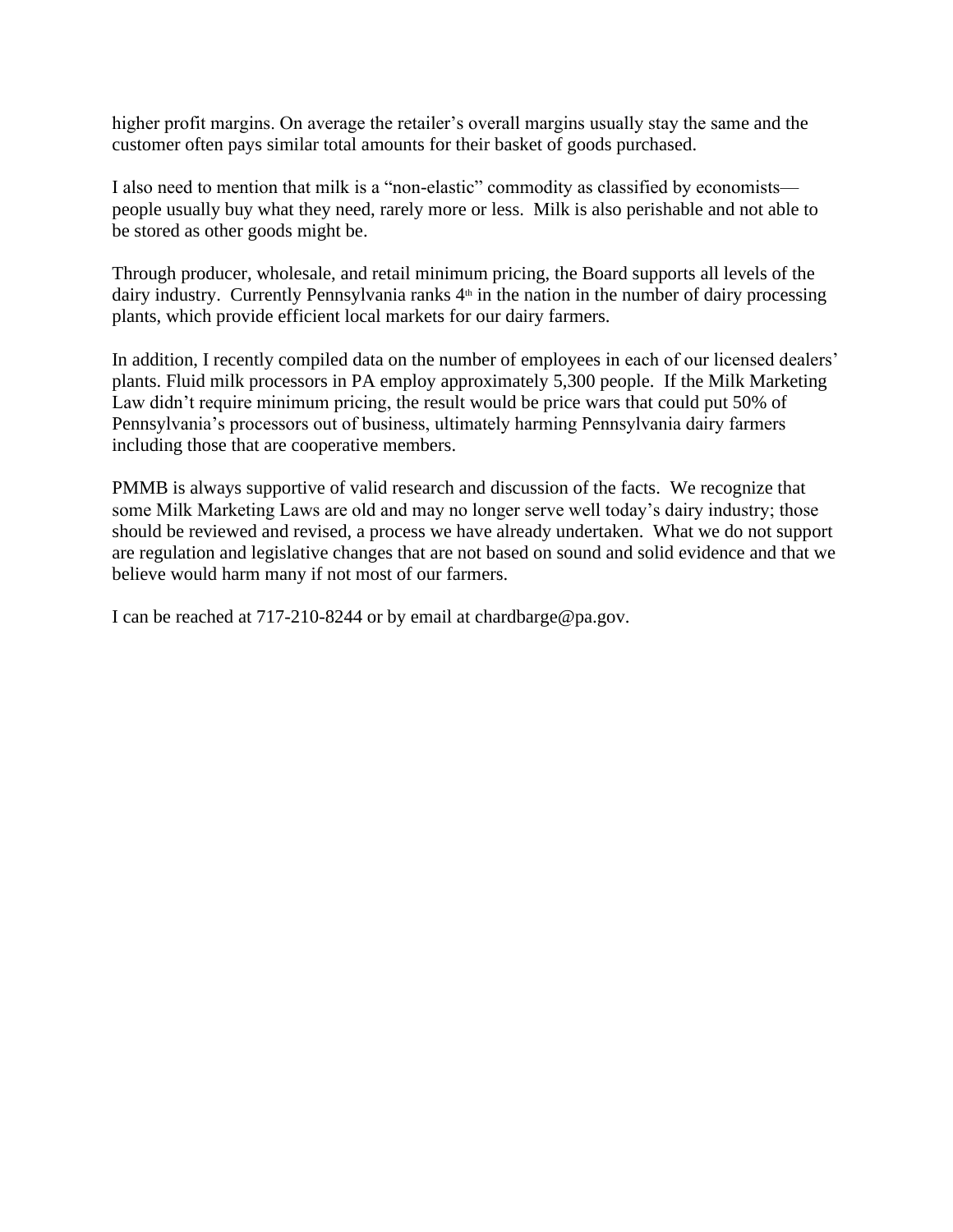higher profit margins. On average the retailer's overall margins usually stay the same and the customer often pays similar total amounts for their basket of goods purchased.

I also need to mention that milk is a "non-elastic" commodity as classified by economists—people usually buy what they need, rarely more or less. Milk is also perishable and not able to be stored as other goods might be.

Through producer, wholesale, and retail minimum pricing, the Board supports all levels of the dairy industry. Currently Pennsylvania ranks 4th in the nation in the number of dairy processing plants, which provide efficient local markets for our dairy farmers.

In addition, I recently compiled data on the number of employees in each of our licensed dealers' plants. Fluid milk processors in PA employ approximately 5,300 people. If the Milk Marketing Law didn't require minimum pricing, the result would be price wars that could put 50% of Pennsylvania's processors out of business, ultimately harming Pennsylvania dairy farmers including those that are cooperative members.

PMMB is always supportive of valid research and discussion of the facts. We recognize that some Milk Marketing Laws are old and may no longer serve well today's dairy industry; those should be reviewed and revised, a process we have already undertaken. What we do not support are regulation and legislative changes that are not based on sound and solid evidence and that we believe would harm many if not most of our farmers.

I can be reached at 717-210-8244 or by email at chardbarge@pa.gov.